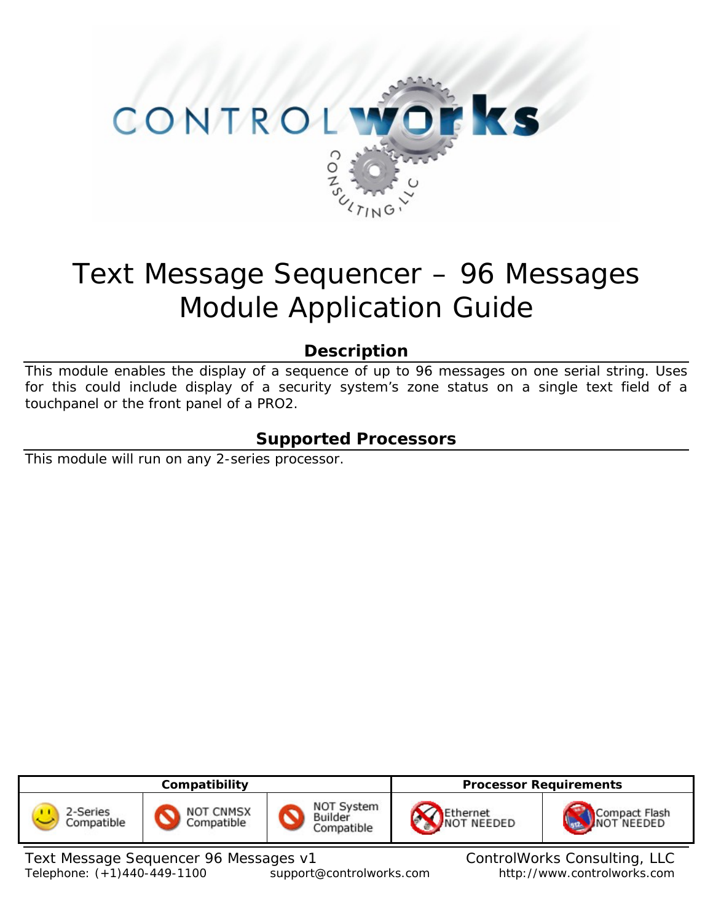# Text Message Sequencer – 96 Messages Module Application Guide

## Description

This module enables the display of a sequence of up to 96 messages on one serial string. Uses for this could include display of a security system's zone status on a single text field of a touchpanel or the front panel of a PRO2.

## Supported Processors

This module will run on any 2-series processor.

| Compatibility | | | Processor Requirements | |
|---|---|---|---|---|
| 2-Series Compatible | NOT CNMSX Compatible | NOT System Builder Compatible | Ethernet NOT NEEDED | Compact Flash NOT NEEDED |

Text Message Sequencer 96 Messages v1 — ControlWorks Consulting, LLC
Telephone: (+1)440-449-1100 — support@controlworks.com — http://www.controlworks.com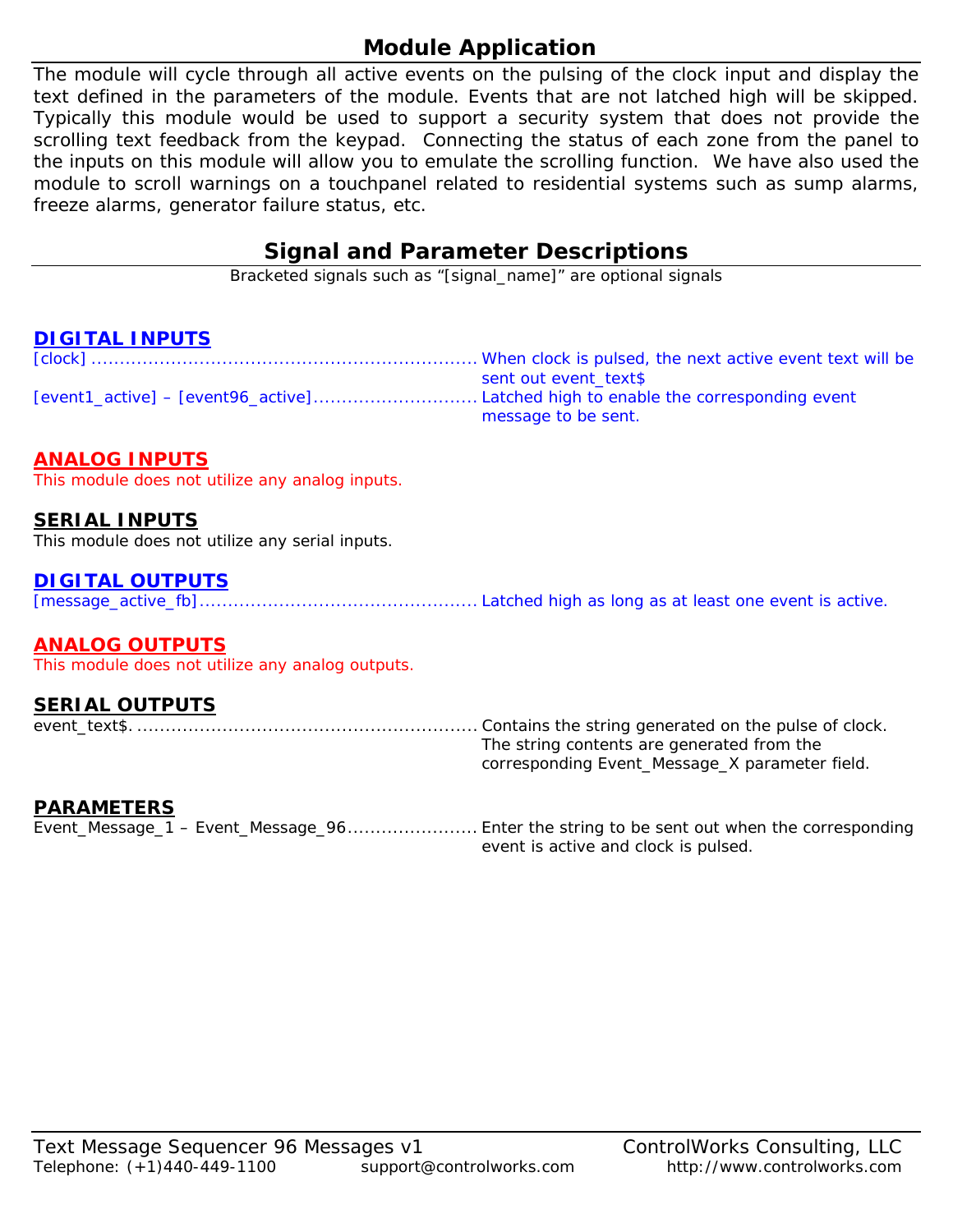## Module Application

The module will cycle through all active events on the pulsing of the clock input and display the text defined in the parameters of the module. Events that are not latched high will be skipped. Typically this module would be used to support a security system that does not provide the scrolling text feedback from the keypad. Connecting the status of each zone from the panel to the inputs on this module will allow you to emulate the scrolling function. We have also used the module to scroll warnings on a touchpanel related to residential systems such as sump alarms, freeze alarms, generator failure status, etc.

## Signal and Parameter Descriptions

Bracketed signals such as "[signal_name]" are optional signals

### DIGITAL INPUTS

[clock] .................................................................. When clock is pulsed, the next active event text will be sent out event_text$

[event1_active] – [event96_active]............................ Latched high to enable the corresponding event message to be sent.

### ANALOG INPUTS

This module does not utilize any analog inputs.

### SERIAL INPUTS

This module does not utilize any serial inputs.

### DIGITAL OUTPUTS

[message_active_fb]................................................ Latched high as long as at least one event is active.

### ANALOG OUTPUTS

This module does not utilize any analog outputs.

### SERIAL OUTPUTS

event_text$. .......................................................... Contains the string generated on the pulse of clock. The string contents are generated from the corresponding Event_Message_X parameter field.

### PARAMETERS

Event_Message_1 – Event_Message_96...................... Enter the string to be sent out when the corresponding event is active and clock is pulsed.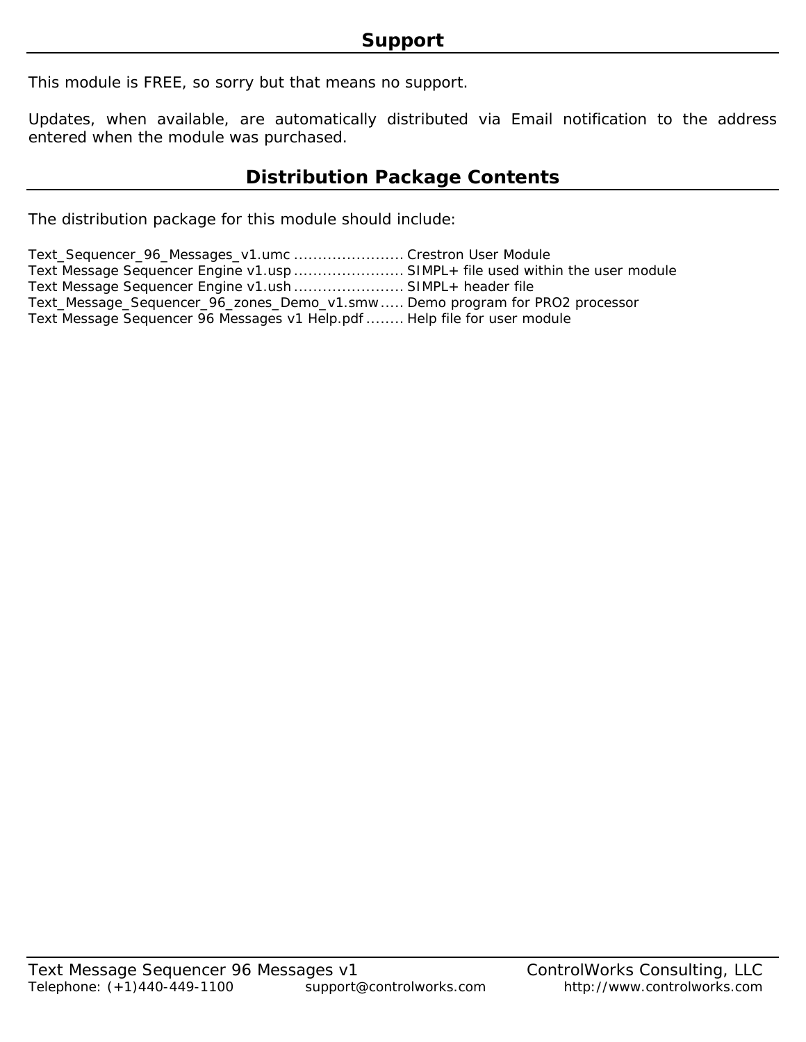## Support

This module is FREE, so sorry but that means no support.

Updates, when available, are automatically distributed via Email notification to the address entered when the module was purchased.

## Distribution Package Contents

The distribution package for this module should include:

Text_Sequencer_96_Messages_v1.umc ....................... Crestron User Module
Text Message Sequencer Engine v1.usp ....................... SIMPL+ file used within the user module
Text Message Sequencer Engine v1.ush ....................... SIMPL+ header file
Text_Message_Sequencer_96_zones_Demo_v1.smw ..... Demo program for PRO2 processor
Text Message Sequencer 96 Messages v1 Help.pdf ........ Help file for user module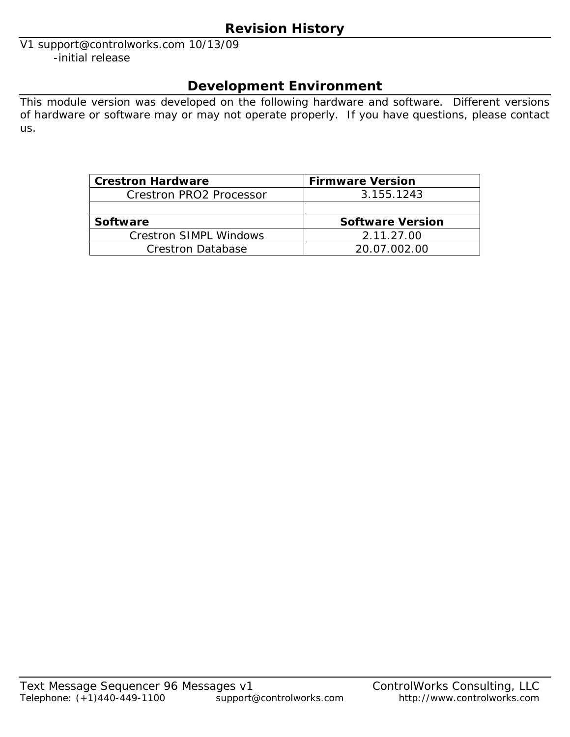## Revision History

V1 support@controlworks.com 10/13/09

-initial release

## Development Environment

This module version was developed on the following hardware and software. Different versions of hardware or software may or may not operate properly. If you have questions, please contact us.

| **Crestron Hardware** | **Firmware Version** |
|---|---|
| Crestron PRO2 Processor | 3.155.1243 |
| | |
| **Software** | **Software Version** |
| Crestron SIMPL Windows | 2.11.27.00 |
| Crestron Database | 20.07.002.00 |